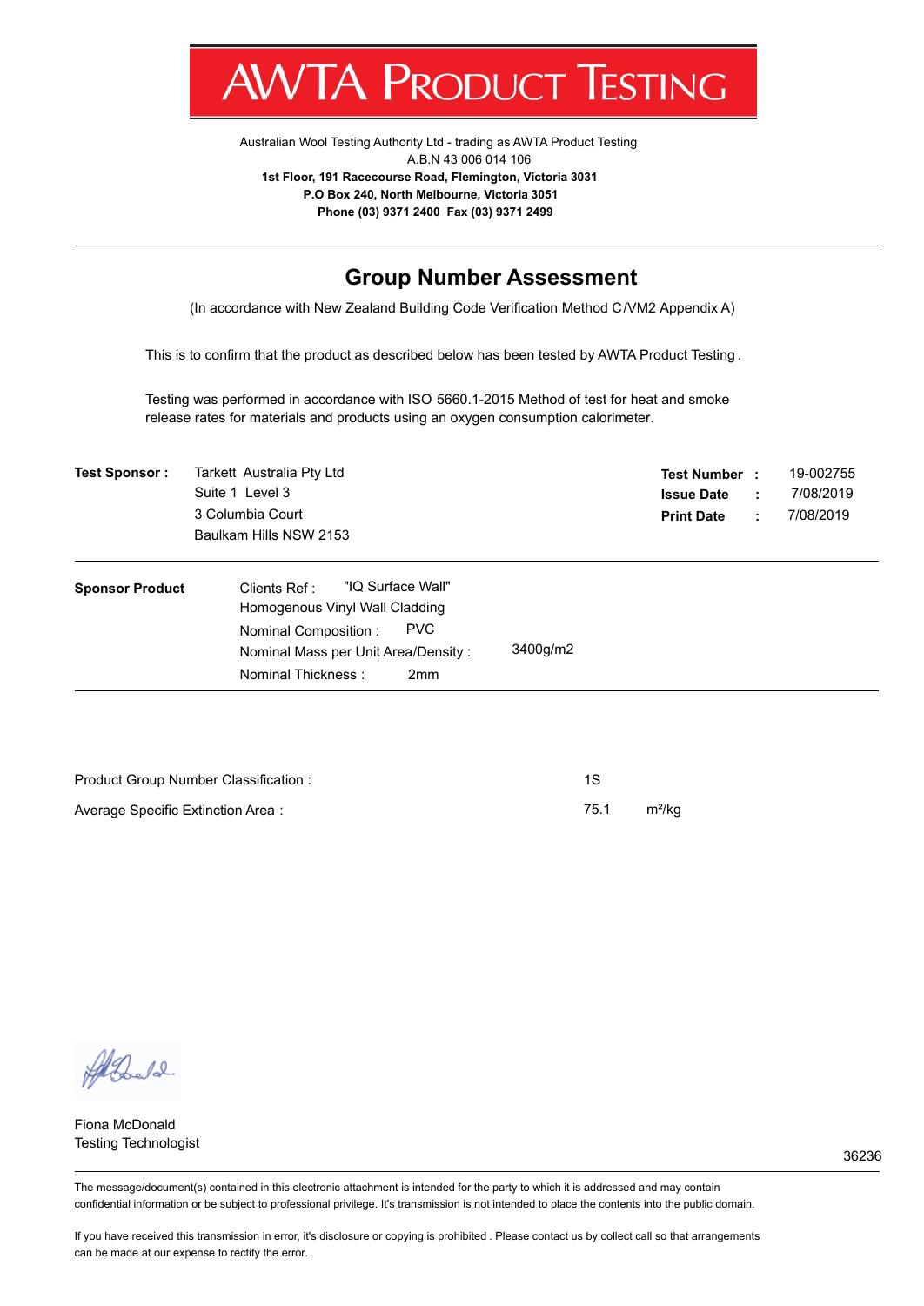# AWTA PRODUCT TESTING

Australian Wool Testing Authority Ltd - trading as AWTA Product Testing
A.B.N 43 006 014 106
**1st Floor, 191 Racecourse Road, Flemington, Victoria 3031**
**P.O Box 240, North Melbourne, Victoria 3051**
**Phone (03) 9371 2400 Fax (03) 9371 2499**

---

## Group Number Assessment

(In accordance with New Zealand Building Code Verification Method C/VM2 Appendix A)

This is to confirm that the product as described below has been tested by AWTA Product Testing.

Testing was performed in accordance with ISO 5660.1-2015 Method of test for heat and smoke release rates for materials and products using an oxygen consumption calorimeter.

**Test Sponsor :** Tarkett Australia Pty Ltd
Suite 1 Level 3
3 Columbia Court
Baulkam Hills NSW 2153

**Test Number :** 19-002755
**Issue Date :** 7/08/2019
**Print Date :** 7/08/2019

---

**Sponsor Product**

Clients Ref : "IQ Surface Wall"
Homogenous Vinyl Wall Cladding
Nominal Composition : PVC
Nominal Mass per Unit Area/Density : 3400g/m2
Nominal Thickness : 2mm

---

| | | |
|---|---|---|
| Product Group Number Classification : | 1S | |
| Average Specific Extinction Area : | 75.1 | $m^2/kg$ |

Fiona McDonald
Testing Technologist

36236

The message/document(s) contained in this electronic attachment is intended for the party to which it is addressed and may contain confidential information or be subject to professional privilege. It's transmission is not intended to place the contents into the public domain.

If you have received this transmission in error, it's disclosure or copying is prohibited . Please contact us by collect call so that arrangements can be made at our expense to rectify the error.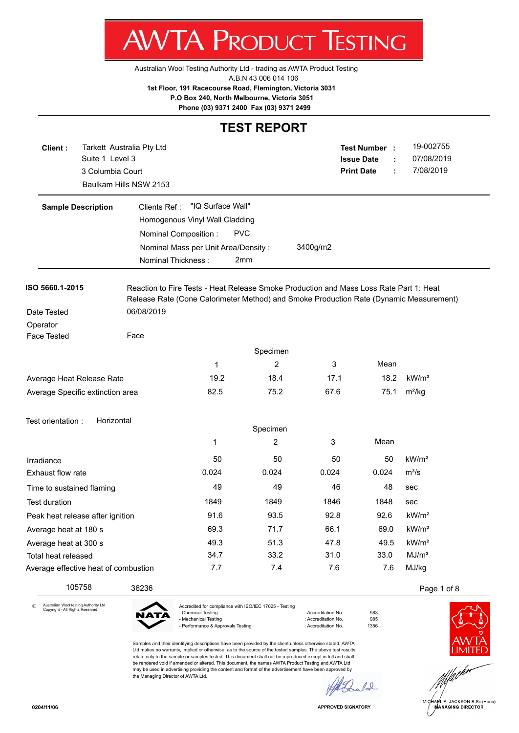# AWTA PRODUCT TESTING

Australian Wool Testing Authority Ltd - trading as AWTA Product Testing
A.B.N 43 006 014 106
**1st Floor, 191 Racecourse Road, Flemington, Victoria 3031**
**P.O Box 240, North Melbourne, Victoria 3051**
**Phone (03) 9371 2400 Fax (03) 9371 2499**

## TEST REPORT

**Client :** Tarkett Australia Pty Ltd
Suite 1 Level 3
3 Columbia Court
Baulkam Hills NSW 2153

**Test Number :** 19-002755
**Issue Date :** 07/08/2019
**Print Date :** 7/08/2019

**Sample Description**

Clients Ref : "IQ Surface Wall"
Homogenous Vinyl Wall Cladding
Nominal Composition : PVC
Nominal Mass per Unit Area/Density : 3400g/m2
Nominal Thickness : 2mm

**ISO 5660.1-2015** Reaction to Fire Tests - Heat Release Smoke Production and Mass Loss Rate Part 1: Heat Release Rate (Cone Calorimeter Method) and Smoke Production Rate (Dynamic Measurement)

Date Tested 06/08/2019
Operator
Face Tested Face

| | Specimen 1 | Specimen 2 | Specimen 3 | Mean | |
|---|---|---|---|---|---|
| Average Heat Release Rate | 19.2 | 18.4 | 17.1 | 18.2 | kW/m² |
| Average Specific extinction area | 82.5 | 75.2 | 67.6 | 75.1 | m²/kg |

Test orientation : Horizontal

| | Specimen 1 | Specimen 2 | Specimen 3 | Mean | |
|---|---|---|---|---|---|
| Irradiance | 50 | 50 | 50 | 50 | kW/m² |
| Exhaust flow rate | 0.024 | 0.024 | 0.024 | 0.024 | m³/s |
| Time to sustained flaming | 49 | 49 | 46 | 48 | sec |
| Test duration | 1849 | 1849 | 1846 | 1848 | sec |
| Peak heat release after ignition | 91.6 | 93.5 | 92.8 | 92.6 | kW/m² |
| Average heat at 180 s | 69.3 | 71.7 | 66.1 | 69.0 | kW/m² |
| Average heat at 300 s | 49.3 | 51.3 | 47.8 | 49.5 | kW/m² |
| Total heat released | 34.7 | 33.2 | 31.0 | 33.0 | MJ/m² |
| Average effective heat of combustion | 7.7 | 7.4 | 7.6 | 7.6 | MJ/kg |

105758 36236

© Australian Wool testing Authority Ltd Copyright - All Rights Reserved

Accredited for compliance with ISO/IEC 17025 - Testing
- Chemical Testing : Accreditation No. 983
- Mechanical Testing : Accreditation No. 985
- Performance & Approvals Testing : Accreditation No. 1356

Samples and their identifying descriptions have been provided by the client unless otherwise stated. AWTA Ltd makes no warranty, implied or otherwise, as to the source of the tested samples. The above test results relate only to the sample or samples tested. This document shall not be reproduced except in full and shall be rendered void if amended or altered. This document, the names AWTA Product Testing and AWTA Ltd may be used in advertising providing the content and format of the advertisement have been approved by the Managing Director of AWTA Ltd.

APPROVED SIGNATORY

MICHAEL A. JACKSON B.Sc.(Hons)
MANAGING DIRECTOR

0204/11/06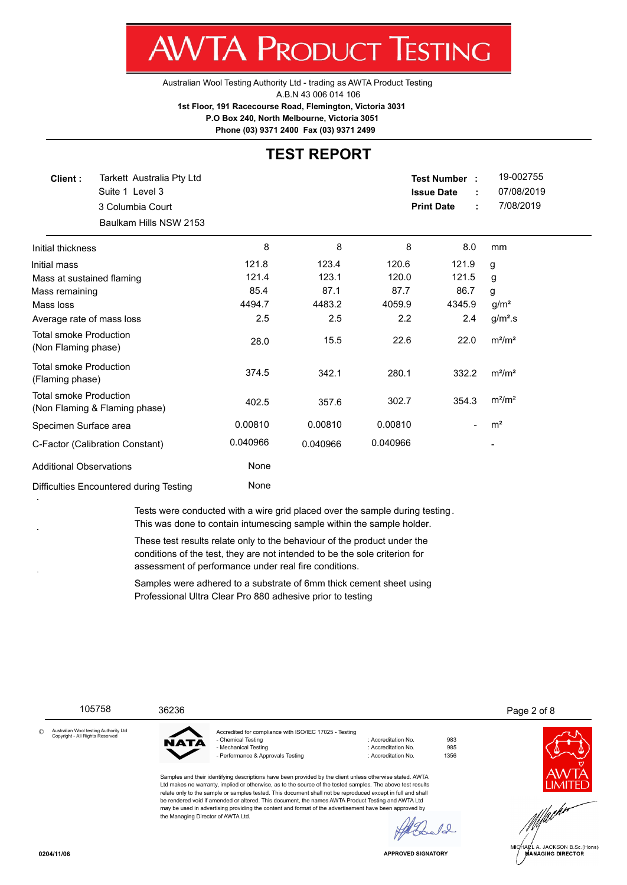# AWTA PRODUCT TESTING

Australian Wool Testing Authority Ltd - trading as AWTA Product Testing
A.B.N 43 006 014 106
**1st Floor, 191 Racecourse Road, Flemington, Victoria 3031**
**P.O Box 240, North Melbourne, Victoria 3051**
**Phone (03) 9371 2400 Fax (03) 9371 2499**

## TEST REPORT

**Client :** Tarkett Australia Pty Ltd
Suite 1 Level 3
3 Columbia Court
Baulkam Hills NSW 2153

**Test Number :** 19-002755
**Issue Date :** 07/08/2019
**Print Date :** 7/08/2019

| | | | | | |
|---|---|---|---|---|---|
| Initial thickness | 8 | 8 | 8 | 8.0 | mm |
| Initial mass | 121.8 | 123.4 | 120.6 | 121.9 | g |
| Mass at sustained flaming | 121.4 | 123.1 | 120.0 | 121.5 | g |
| Mass remaining | 85.4 | 87.1 | 87.7 | 86.7 | g |
| Mass loss | 4494.7 | 4483.2 | 4059.9 | 4345.9 | g/m² |
| Average rate of mass loss | 2.5 | 2.5 | 2.2 | 2.4 | g/m².s |
| Total smoke Production (Non Flaming phase) | 28.0 | 15.5 | 22.6 | 22.0 | m²/m² |
| Total smoke Production (Flaming phase) | 374.5 | 342.1 | 280.1 | 332.2 | m²/m² |
| Total smoke Production (Non Flaming & Flaming phase) | 402.5 | 357.6 | 302.7 | 354.3 | m²/m² |
| Specimen Surface area | 0.00810 | 0.00810 | 0.00810 | - | m² |
| C-Factor (Calibration Constant) | 0.040966 | 0.040966 | 0.040966 | | - |
| Additional Observations | None | | | | |
| Difficulties Encountered during Testing | None | | | | |

Tests were conducted with a wire grid placed over the sample during testing. This was done to contain intumescing sample within the sample holder.

These test results relate only to the behaviour of the product under the conditions of the test, they are not intended to be the sole criterion for assessment of performance under real fire conditions.

Samples were adhered to a substrate of 6mm thick cement sheet using Professional Ultra Clear Pro 880 adhesive prior to testing

105758 36236

© Australian Wool testing Authority Ltd Copyright - All Rights Reserved

Accredited for compliance with ISO/IEC 17025 - Testing
- Chemical Testing : Accreditation No. 983
- Mechanical Testing : Accreditation No. 985
- Performance & Approvals Testing : Accreditation No. 1356

Samples and their identifying descriptions have been provided by the client unless otherwise stated. AWTA Ltd makes no warranty, implied or otherwise, as to the source of the tested samples. The above test results relate only to the sample or samples tested. This document shall not be reproduced except in full and shall be rendered void if amended or altered. This document, the names AWTA Product Testing and AWTA Ltd may be used in advertising providing the content and format of the advertisement have been approved by the Managing Director of AWTA Ltd.

APPROVED SIGNATORY

MICHAEL A. JACKSON B.Sc.(Hons)
MANAGING DIRECTOR

0204/11/06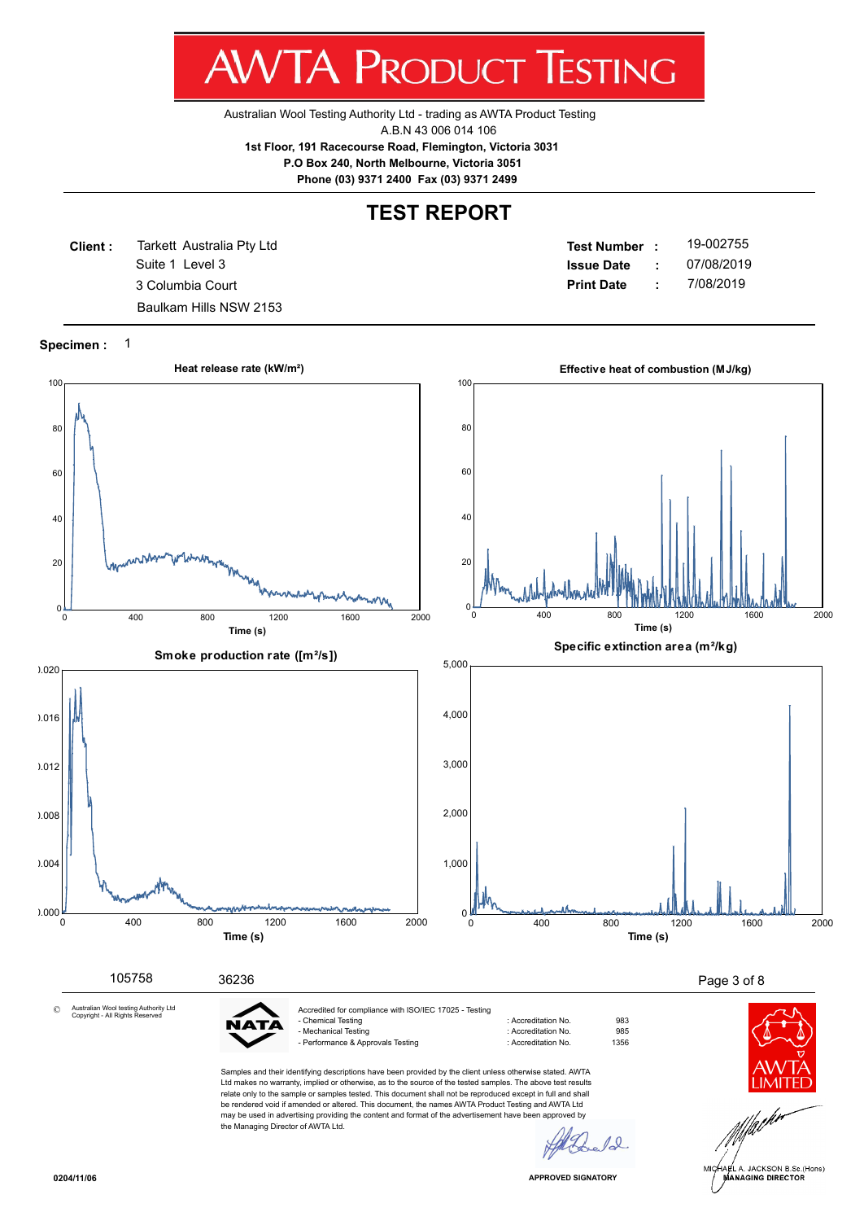# AWTA PRODUCT TESTING

Australian Wool Testing Authority Ltd - trading as AWTA Product Testing
A.B.N 43 006 014 106
**1st Floor, 191 Racecourse Road, Flemington, Victoria 3031**
**P.O Box 240, North Melbourne, Victoria 3051**
**Phone (03) 9371 2400 Fax (03) 9371 2499**

## TEST REPORT

**Client :** Tarkett Australia Pty Ltd
Suite 1 Level 3
3 Columbia Court
Baulkam Hills NSW 2153

| | | |
|---|---|---|
| **Test Number** | **:** | 19-002755 |
| **Issue Date** | **:** | 07/08/2019 |
| **Print Date** | **:** | 7/08/2019 |

**Specimen :** 1

**Heat release rate (kW/m²)**

Time (s)

**Effective heat of combustion (MJ/kg)**

Time (s)

**Smoke production rate ([m²/s])**

Time (s)

**Specific extinction area (m²/kg)**

Time (s)

105758 36236

© Australian Wool testing Authority Ltd Copyright - All Rights Reserved

NATA

Accredited for compliance with ISO/IEC 17025 - Testing

| | | |
|---|---|---|
| - Chemical Testing | : Accreditation No. | 983 |
| - Mechanical Testing | : Accreditation No. | 985 |
| - Performance & Approvals Testing | : Accreditation No. | 1356 |

Samples and their identifying descriptions have been provided by the client unless otherwise stated. AWTA Ltd makes no warranty, implied or otherwise, as to the source of the tested samples. The above test results relate only to the sample or samples tested. This document shall not be reproduced except in full and shall be rendered void if amended or altered. This document, the names AWTA Product Testing and AWTA Ltd may be used in advertising providing the content and format of the advertisement have been approved by the Managing Director of AWTA Ltd.

APPROVED SIGNATORY

AWTA LIMITED

MICHAEL A. JACKSON B.Sc.(Hons)
MANAGING DIRECTOR

0204/11/06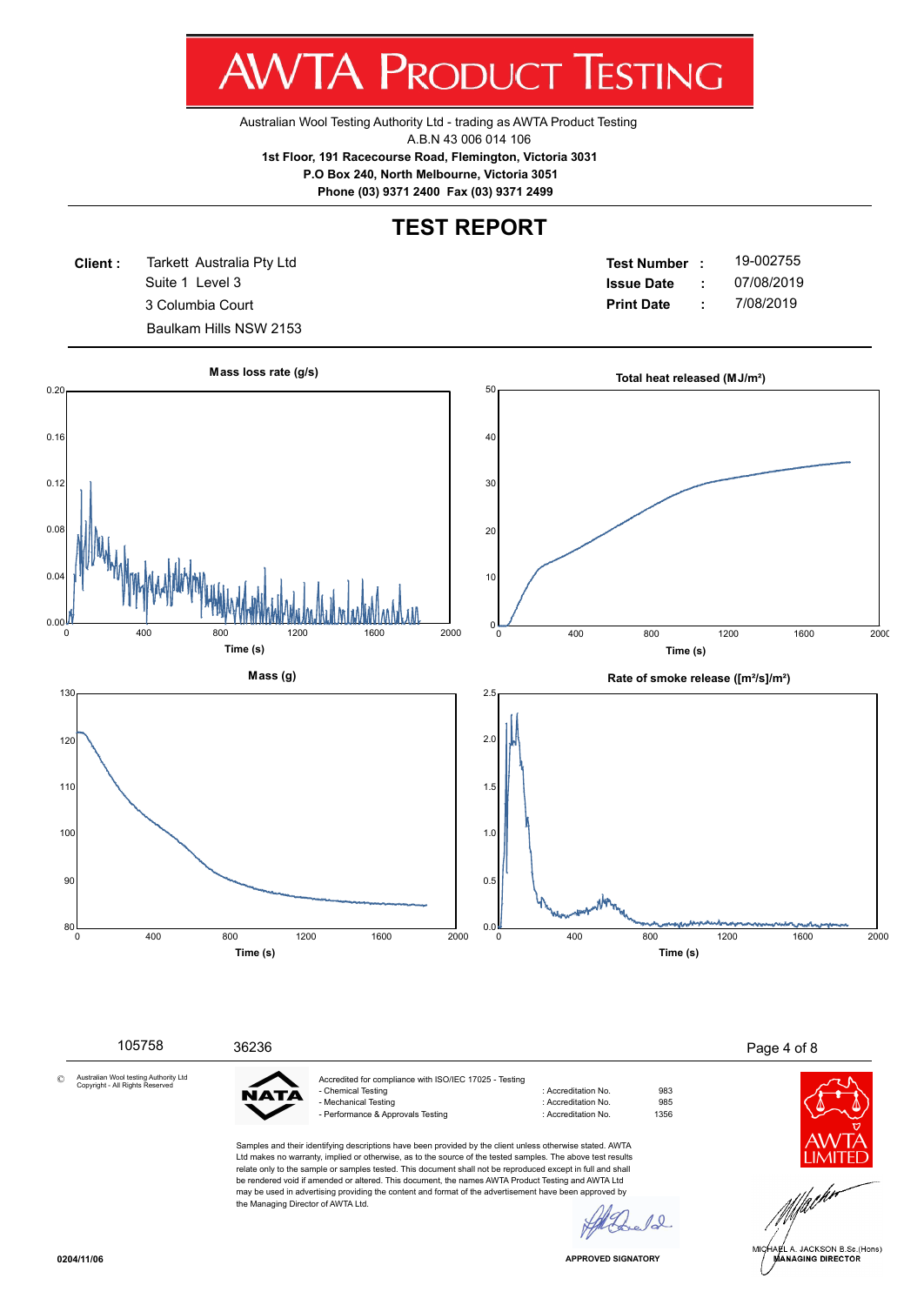# AWTA PRODUCT TESTING

Australian Wool Testing Authority Ltd - trading as AWTA Product Testing
A.B.N 43 006 014 106
**1st Floor, 191 Racecourse Road, Flemington, Victoria 3031**
**P.O Box 240, North Melbourne, Victoria 3051**
**Phone (03) 9371 2400 Fax (03) 9371 2499**

## TEST REPORT

**Client :** Tarkett Australia Pty Ltd
Suite 1 Level 3
3 Columbia Court
Baulkam Hills NSW 2153

**Test Number :** 19-002755
**Issue Date :** 07/08/2019
**Print Date :** 7/08/2019

**Mass loss rate (g/s)**

**Time (s)**

**Total heat released (MJ/m²)**

**Time (s)**

**Mass (g)**

**Time (s)**

**Rate of smoke release ([m²/s]/m²)**

**Time (s)**

105758 36236

© Australian Wool testing Authority Ltd Copyright - All Rights Reserved

Accredited for compliance with ISO/IEC 17025 - Testing

| | | |
|---|---|---|
| - Chemical Testing | : Accreditation No. | 983 |
| - Mechanical Testing | : Accreditation No. | 985 |
| - Performance & Approvals Testing | : Accreditation No. | 1356 |

Samples and their identifying descriptions have been provided by the client unless otherwise stated. AWTA Ltd makes no warranty, implied or otherwise, as to the source of the tested samples. The above test results relate only to the sample or samples tested. This document shall not be reproduced except in full and shall be rendered void if amended or altered. This document, the names AWTA Product Testing and AWTA Ltd may be used in advertising providing the content and format of the advertisement have been approved by the Managing Director of AWTA Ltd.

APPROVED SIGNATORY

MICHAEL A. JACKSON B.Sc.(Hons)
MANAGING DIRECTOR

0204/11/06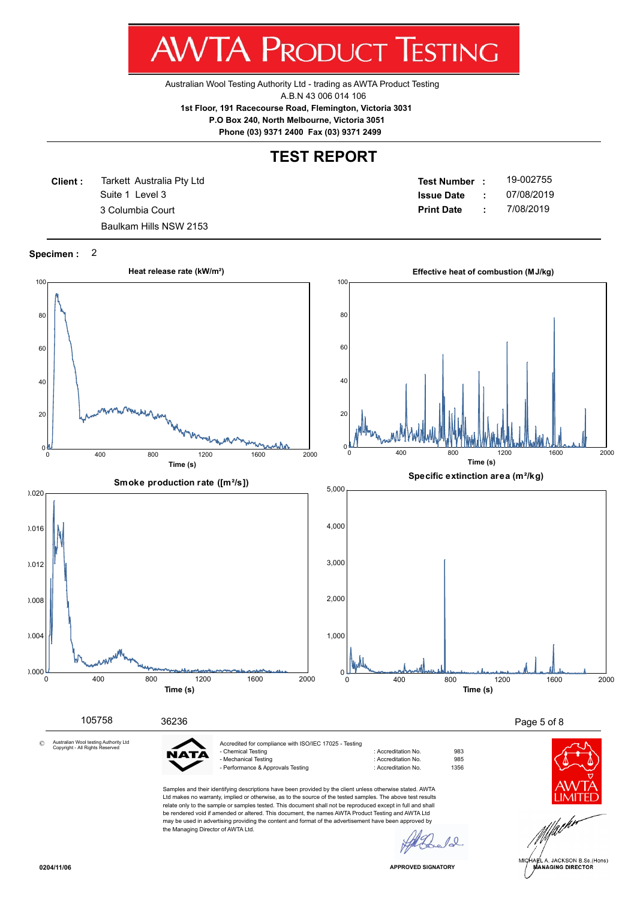# AWTA PRODUCT TESTING

Australian Wool Testing Authority Ltd - trading as AWTA Product Testing
A.B.N 43 006 014 106
**1st Floor, 191 Racecourse Road, Flemington, Victoria 3031**
**P.O Box 240, North Melbourne, Victoria 3051**
**Phone (03) 9371 2400 Fax (03) 9371 2499**

## TEST REPORT

**Client :** Tarkett Australia Pty Ltd
Suite 1 Level 3
3 Columbia Court
Baulkam Hills NSW 2153

**Test Number :** 19-002755
**Issue Date :** 07/08/2019
**Print Date :** 7/08/2019

**Specimen :** 2

**Heat release rate (kW/m²)**

Time (s)

**Effective heat of combustion (MJ/kg)**

Time (s)

**Smoke production rate ([m²/s])**

Time (s)

**Specific extinction area (m²/kg)**

Time (s)

105758 36236

© Australian Wool testing Authority Ltd Copyright - All Rights Reserved

Accredited for compliance with ISO/IEC 17025 - Testing

| | | |
|---|---|---|
| - Chemical Testing | : Accreditation No. | 983 |
| - Mechanical Testing | : Accreditation No. | 985 |
| - Performance & Approvals Testing | : Accreditation No. | 1356 |

Samples and their identifying descriptions have been provided by the client unless otherwise stated. AWTA Ltd makes no warranty, implied or otherwise, as to the source of the tested samples. The above test results relate only to the sample or samples tested. This document shall not be reproduced except in full and shall be rendered void if amended or altered. This document, the names AWTA Product Testing and AWTA Ltd may be used in advertising providing the content and format of the advertisement have been approved by the Managing Director of AWTA Ltd.

APPROVED SIGNATORY

MICHAEL A. JACKSON B.Sc.(Hons)
MANAGING DIRECTOR

0204/11/06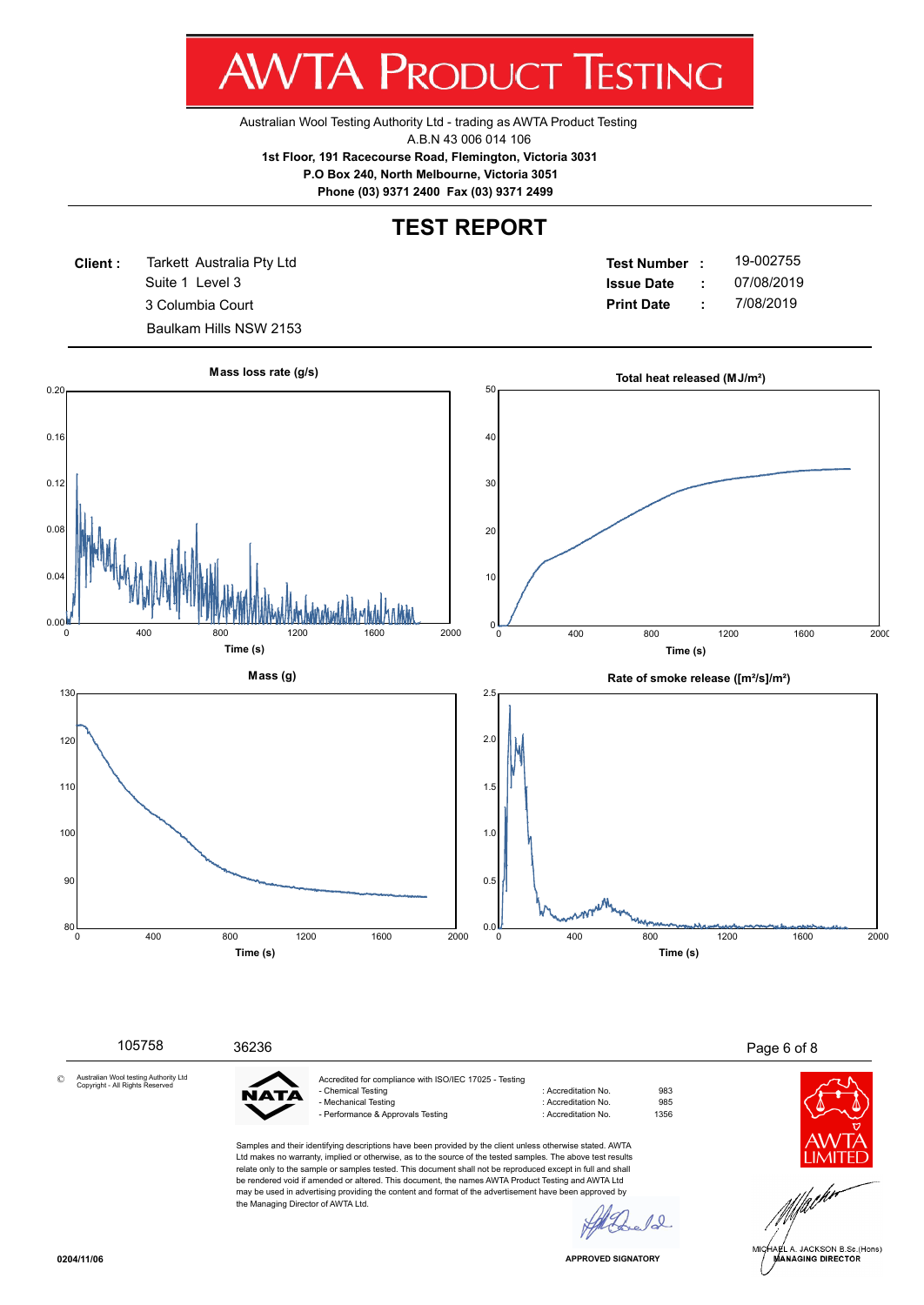# AWTA PRODUCT TESTING

Australian Wool Testing Authority Ltd - trading as AWTA Product Testing
A.B.N 43 006 014 106
**1st Floor, 191 Racecourse Road, Flemington, Victoria 3031**
**P.O Box 240, North Melbourne, Victoria 3051**
**Phone (03) 9371 2400 Fax (03) 9371 2499**

## TEST REPORT

**Client :** Tarkett Australia Pty Ltd
Suite 1 Level 3
3 Columbia Court
Baulkam Hills NSW 2153

**Test Number :** 19-002755
**Issue Date :** 07/08/2019
**Print Date :** 7/08/2019

**Mass loss rate (g/s)**

**Total heat released (MJ/m²)**

**Mass (g)**

**Rate of smoke release ([m²/s]/m²)**

105758 36236

© Australian Wool testing Authority Ltd Copyright - All Rights Reserved

Accredited for compliance with ISO/IEC 17025 - Testing

| | | |
|---|---|---|
| - Chemical Testing | : Accreditation No. | 983 |
| - Mechanical Testing | : Accreditation No. | 985 |
| - Performance & Approvals Testing | : Accreditation No. | 1356 |

Samples and their identifying descriptions have been provided by the client unless otherwise stated. AWTA Ltd makes no warranty, implied or otherwise, as to the source of the tested samples. The above test results relate only to the sample or samples tested. This document shall not be reproduced except in full and shall be rendered void if amended or altered. This document, the names AWTA Product Testing and AWTA Ltd may be used in advertising providing the content and format of the advertisement have been approved by the Managing Director of AWTA Ltd.

APPROVED SIGNATORY

MICHAEL A. JACKSON B.Sc.(Hons)
MANAGING DIRECTOR

0204/11/06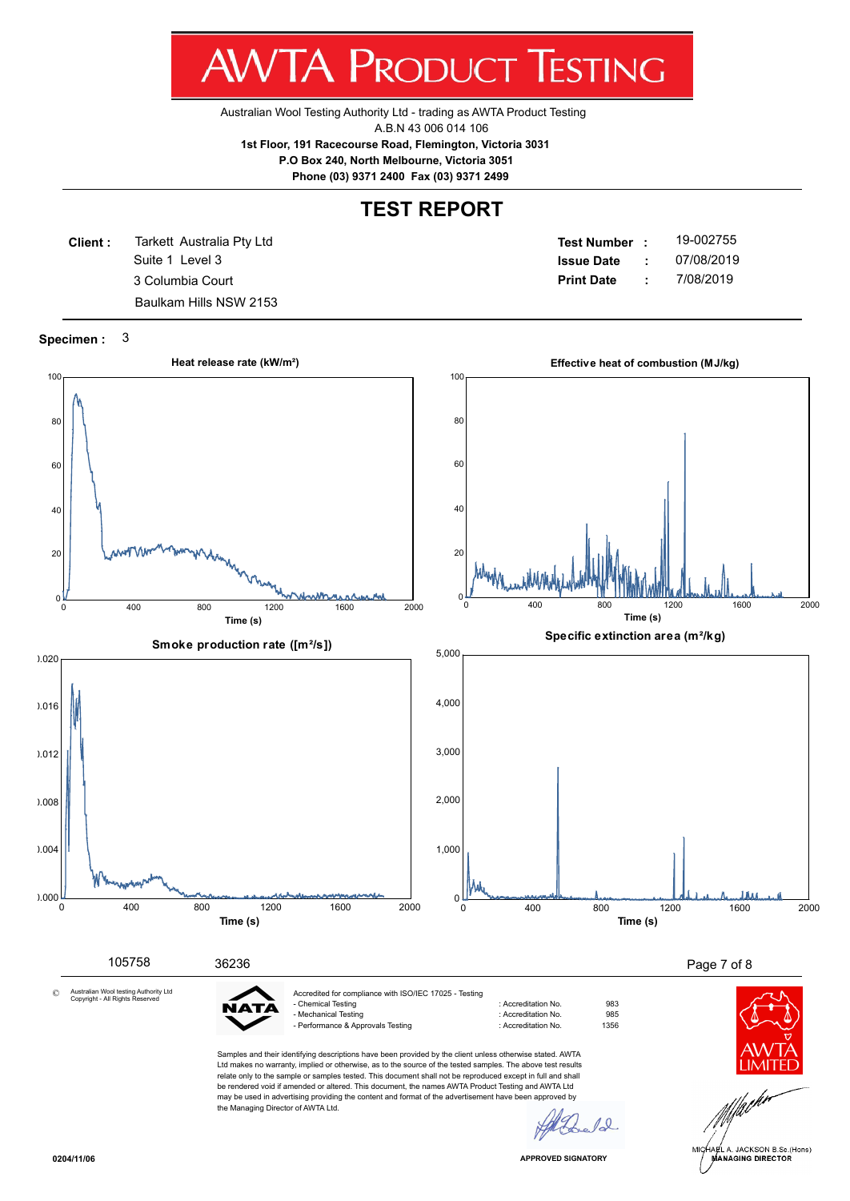# AWTA PRODUCT TESTING

Australian Wool Testing Authority Ltd - trading as AWTA Product Testing
A.B.N 43 006 014 106
**1st Floor, 191 Racecourse Road, Flemington, Victoria 3031**
**P.O Box 240, North Melbourne, Victoria 3051**
**Phone (03) 9371 2400 Fax (03) 9371 2499**

## TEST REPORT

**Client :** Tarkett Australia Pty Ltd
Suite 1 Level 3
3 Columbia Court
Baulkam Hills NSW 2153

**Test Number :** 19-002755
**Issue Date :** 07/08/2019
**Print Date :** 7/08/2019

**Specimen :** 3

**Heat release rate (kW/m²)**

**Effective heat of combustion (MJ/kg)**

**Smoke production rate ([m²/s])**

**Specific extinction area (m²/kg)**

105758 36236

© Australian Wool testing Authority Ltd Copyright - All Rights Reserved

NATA

Accredited for compliance with ISO/IEC 17025 - Testing

| | | |
|---|---|---|
| - Chemical Testing | : Accreditation No. | 983 |
| - Mechanical Testing | : Accreditation No. | 985 |
| - Performance & Approvals Testing | : Accreditation No. | 1356 |

Samples and their identifying descriptions have been provided by the client unless otherwise stated. AWTA Ltd makes no warranty, implied or otherwise, as to the source of the tested samples. The above test results relate only to the sample or samples tested. This document shall not be reproduced except in full and shall be rendered void if amended or altered. This document, the names AWTA Product Testing and AWTA Ltd may be used in advertising providing the content and format of the advertisement have been approved by the Managing Director of AWTA Ltd.

APPROVED SIGNATORY

AWTA LIMITED

MICHAEL A. JACKSON B.Sc.(Hons)
MANAGING DIRECTOR

0204/11/06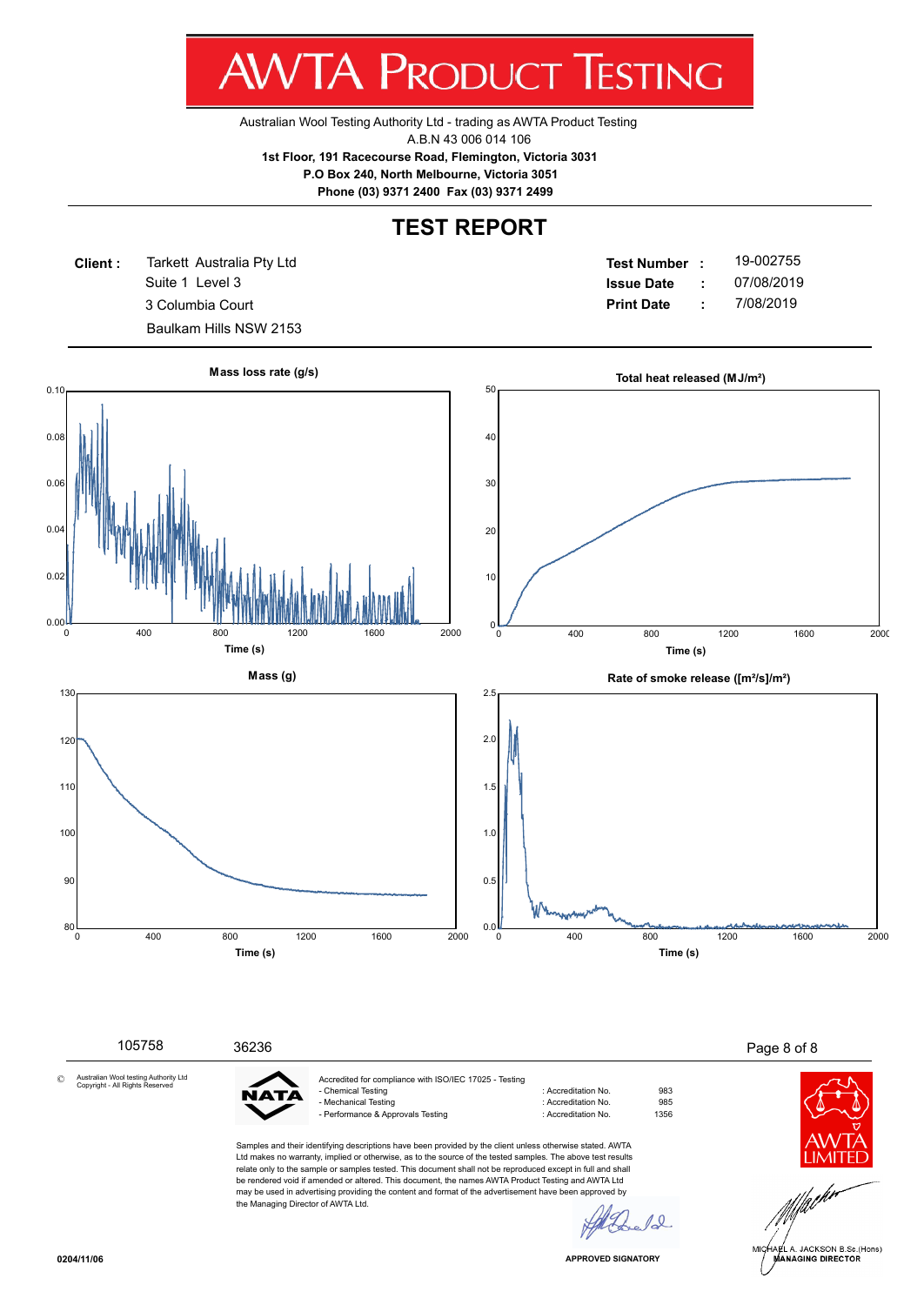# AWTA PRODUCT TESTING

Australian Wool Testing Authority Ltd - trading as AWTA Product Testing
A.B.N 43 006 014 106
**1st Floor, 191 Racecourse Road, Flemington, Victoria 3031**
**P.O Box 240, North Melbourne, Victoria 3051**
**Phone (03) 9371 2400 Fax (03) 9371 2499**

## TEST REPORT

**Client :** Tarkett Australia Pty Ltd
Suite 1 Level 3
3 Columbia Court
Baulkam Hills NSW 2153

**Test Number :** 19-002755
**Issue Date :** 07/08/2019
**Print Date :** 7/08/2019

**Mass loss rate (g/s)**
0.10
0.08
0.06
0.04
0.02
0.00
0 400 800 1200 1600 2000
Time (s)

**Total heat released (MJ/m²)**
50
40
30
20
10
0
0 400 800 1200 1600 2000
Time (s)

**Mass (g)**
130
120
110
100
90
80
0 400 800 1200 1600 2000
Time (s)

**Rate of smoke release ([m²/s]/m²)**
2.5
2.0
1.5
1.0
0.5
0.0
0 400 800 1200 1600 2000
Time (s)

105758 36236

© Australian Wool testing Authority Ltd
Copyright - All Rights Reserved

NATA

Accredited for compliance with ISO/IEC 17025 - Testing

| | | |
|---|---|---|
| - Chemical Testing | : Accreditation No. | 983 |
| - Mechanical Testing | : Accreditation No. | 985 |
| - Performance & Approvals Testing | : Accreditation No. | 1356 |

Samples and their identifying descriptions have been provided by the client unless otherwise stated. AWTA Ltd makes no warranty, implied or otherwise, as to the source of the tested samples. The above test results relate only to the sample or samples tested. This document shall not be reproduced except in full and shall be rendered void if amended or altered. This document, the names AWTA Product Testing and AWTA Ltd may be used in advertising providing the content and format of the advertisement have been approved by the Managing Director of AWTA Ltd.

AWTA LIMITED

APPROVED SIGNATORY

MICHAEL A. JACKSON B.Sc.(Hons)
MANAGING DIRECTOR

0204/11/06